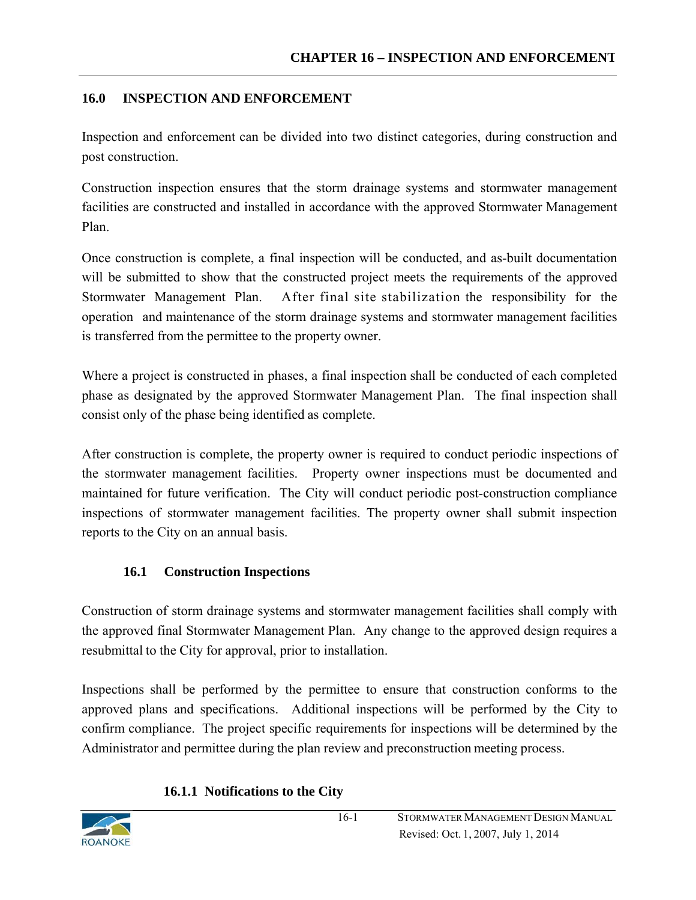## 16.0 INSPECTION AND ENFORCEMENT

Inspection and enforcement can be divided into two distinct categories, during construction and post construction.

Construction inspection ensures that the storm drainage systems and stormwater management facilities are constructed and installed in accordance with the approved Stormwater Management Plan.

Once construction is complete, a final inspection will be conducted, and as-built documentation will be submitted to show that the constructed project meets the requirements of the approved Stormwater Management Plan. After final site stabilization the responsibility for the operation and maintenance of the storm drainage systems and stormwater management facilities is transferred from the permittee to the property owner.

Where a project is constructed in phases, a final inspection shall be conducted of each completed phase as designated by the approved Stormwater Management Plan. The final inspection shall consist only of the phase being identified as complete.

After construction is complete, the property owner is required to conduct periodic inspections of the stormwater management facilities. Property owner inspections must be documented and maintained for future verification. The City will conduct periodic post-construction compliance inspections of stormwater management facilities. The property owner shall submit inspection reports to the City on an annual basis.

### 16.1 Construction Inspections

Construction of storm drainage systems and stormwater management facilities shall comply with the approved final Stormwater Management Plan. Any change to the approved design requires a resubmittal to the City for approval, prior to installation.

Inspections shall be performed by the permittee to ensure that construction conforms to the approved plans and specifications. Additional inspections will be performed by the City to confirm compliance. The project specific requirements for inspections will be determined by the Administrator and permittee during the plan review and preconstruction meeting process.

#### 16.1.1 Notifications to the City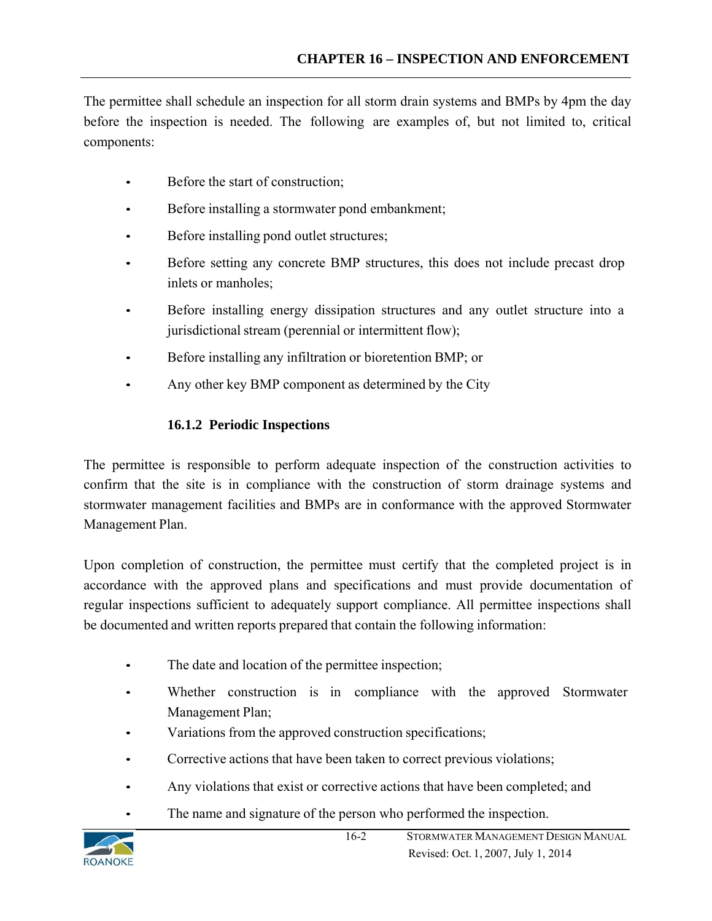The permittee shall schedule an inspection for all storm drain systems and BMPs by 4pm the day before the inspection is needed. The following are examples of, but not limited to, critical components:

- Before the start of construction;
- Before installing a stormwater pond embankment;
- Before installing pond outlet structures;
- Before setting any concrete BMP structures, this does not include precast drop inlets or manholes;
- Before installing energy dissipation structures and any outlet structure into a jurisdictional stream (perennial or intermittent flow);
- Before installing any infiltration or bioretention BMP; or
- Any other key BMP component as determined by the City

### 16.1.2 Periodic Inspections

The permittee is responsible to perform adequate inspection of the construction activities to confirm that the site is in compliance with the construction of storm drainage systems and stormwater management facilities and BMPs are in conformance with the approved Stormwater Management Plan.

Upon completion of construction, the permittee must certify that the completed project is in accordance with the approved plans and specifications and must provide documentation of regular inspections sufficient to adequately support compliance. All permittee inspections shall be documented and written reports prepared that contain the following information:

- The date and location of the permittee inspection;
- Whether construction is in compliance with the approved Stormwater Management Plan;
- Variations from the approved construction specifications;
- Corrective actions that have been taken to correct previous violations;
- Any violations that exist or corrective actions that have been completed; and
- The name and signature of the person who performed the inspection.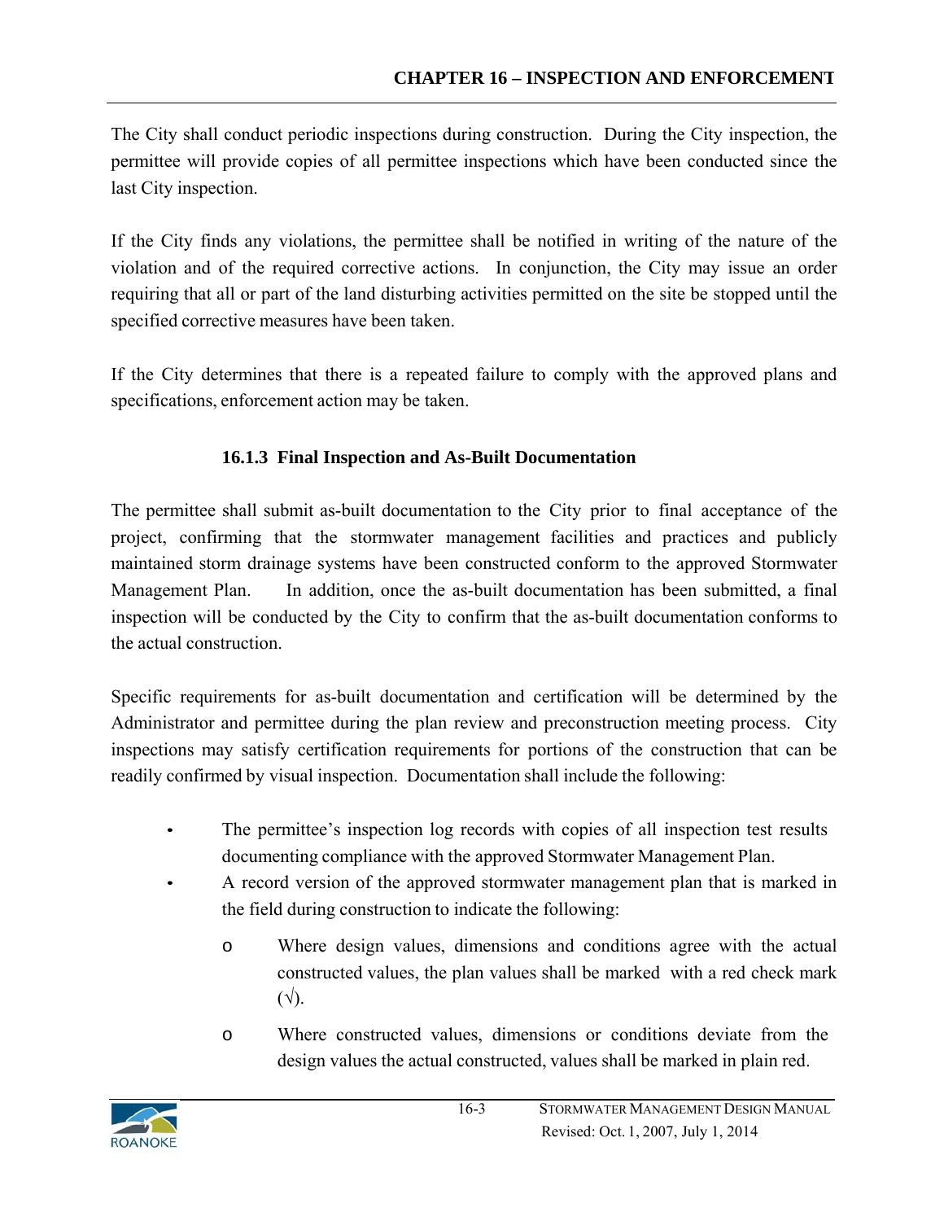The City shall conduct periodic inspections during construction. During the City inspection, the permittee will provide copies of all permittee inspections which have been conducted since the last City inspection.

If the City finds any violations, the permittee shall be notified in writing of the nature of the violation and of the required corrective actions. In conjunction, the City may issue an order requiring that all or part of the land disturbing activities permitted on the site be stopped until the specified corrective measures have been taken.

If the City determines that there is a repeated failure to comply with the approved plans and specifications, enforcement action may be taken.

### 16.1.3 Final Inspection and As-Built Documentation

The permittee shall submit as-built documentation to the City prior to final acceptance of the project, confirming that the stormwater management facilities and practices and publicly maintained storm drainage systems have been constructed conform to the approved Stormwater Management Plan. In addition, once the as-built documentation has been submitted, a final inspection will be conducted by the City to confirm that the as-built documentation conforms to the actual construction.

Specific requirements for as-built documentation and certification will be determined by the Administrator and permittee during the plan review and preconstruction meeting process. City inspections may satisfy certification requirements for portions of the construction that can be readily confirmed by visual inspection. Documentation shall include the following:

- The permittee's inspection log records with copies of all inspection test results documenting compliance with the approved Stormwater Management Plan.
- A record version of the approved stormwater management plan that is marked in the field during construction to indicate the following:
  - Where design values, dimensions and conditions agree with the actual constructed values, the plan values shall be marked with a red check mark (√).
  - Where constructed values, dimensions or conditions deviate from the design values the actual constructed, values shall be marked in plain red.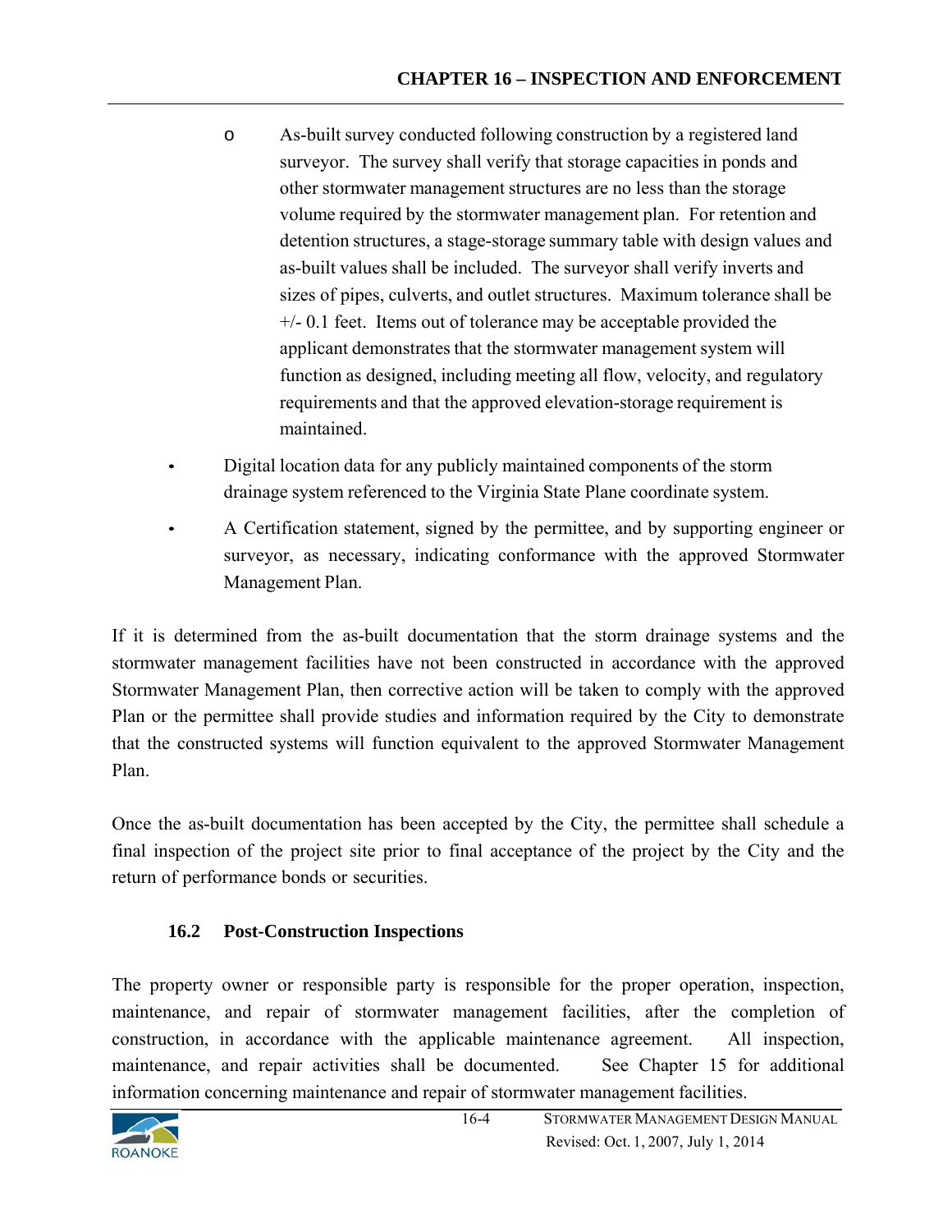- As-built survey conducted following construction by a registered land surveyor. The survey shall verify that storage capacities in ponds and other stormwater management structures are no less than the storage volume required by the stormwater management plan. For retention and detention structures, a stage-storage summary table with design values and as-built values shall be included. The surveyor shall verify inverts and sizes of pipes, culverts, and outlet structures. Maximum tolerance shall be +/- 0.1 feet. Items out of tolerance may be acceptable provided the applicant demonstrates that the stormwater management system will function as designed, including meeting all flow, velocity, and regulatory requirements and that the approved elevation-storage requirement is maintained.

- Digital location data for any publicly maintained components of the storm drainage system referenced to the Virginia State Plane coordinate system.
- A Certification statement, signed by the permittee, and by supporting engineer or surveyor, as necessary, indicating conformance with the approved Stormwater Management Plan.

If it is determined from the as-built documentation that the storm drainage systems and the stormwater management facilities have not been constructed in accordance with the approved Stormwater Management Plan, then corrective action will be taken to comply with the approved Plan or the permittee shall provide studies and information required by the City to demonstrate that the constructed systems will function equivalent to the approved Stormwater Management Plan.

Once the as-built documentation has been accepted by the City, the permittee shall schedule a final inspection of the project site prior to final acceptance of the project by the City and the return of performance bonds or securities.

### 16.2 Post-Construction Inspections

The property owner or responsible party is responsible for the proper operation, inspection, maintenance, and repair of stormwater management facilities, after the completion of construction, in accordance with the applicable maintenance agreement. All inspection, maintenance, and repair activities shall be documented. See Chapter 15 for additional information concerning maintenance and repair of stormwater management facilities.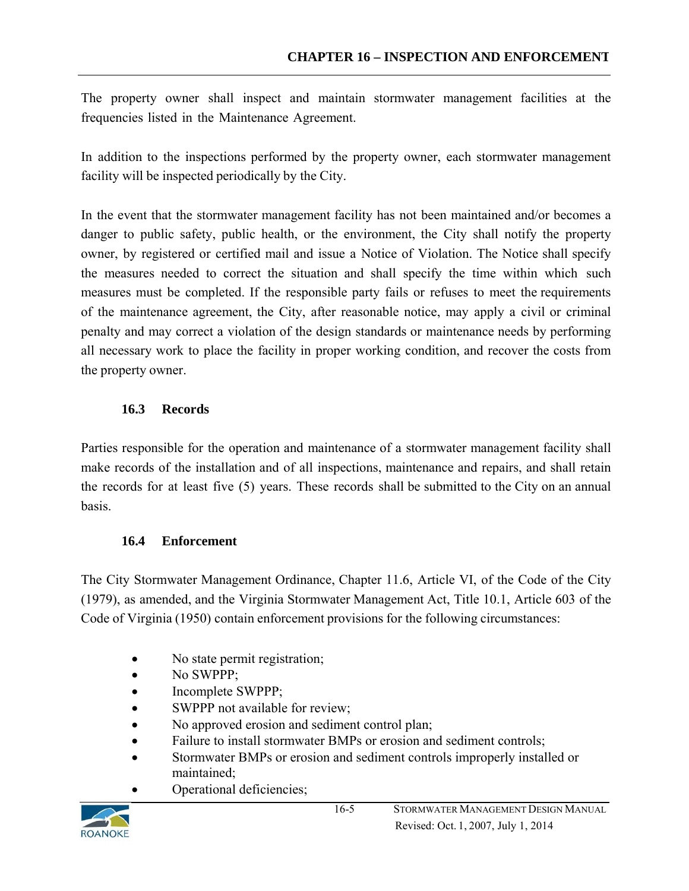The property owner shall inspect and maintain stormwater management facilities at the frequencies listed in the Maintenance Agreement.

In addition to the inspections performed by the property owner, each stormwater management facility will be inspected periodically by the City.

In the event that the stormwater management facility has not been maintained and/or becomes a danger to public safety, public health, or the environment, the City shall notify the property owner, by registered or certified mail and issue a Notice of Violation. The Notice shall specify the measures needed to correct the situation and shall specify the time within which such measures must be completed. If the responsible party fails or refuses to meet the requirements of the maintenance agreement, the City, after reasonable notice, may apply a civil or criminal penalty and may correct a violation of the design standards or maintenance needs by performing all necessary work to place the facility in proper working condition, and recover the costs from the property owner.

### 16.3 Records

Parties responsible for the operation and maintenance of a stormwater management facility shall make records of the installation and of all inspections, maintenance and repairs, and shall retain the records for at least five (5) years. These records shall be submitted to the City on an annual basis.

### 16.4 Enforcement

The City Stormwater Management Ordinance, Chapter 11.6, Article VI, of the Code of the City (1979), as amended, and the Virginia Stormwater Management Act, Title 10.1, Article 603 of the Code of Virginia (1950) contain enforcement provisions for the following circumstances:

- No state permit registration;
- No SWPPP;
- Incomplete SWPPP;
- SWPPP not available for review;
- No approved erosion and sediment control plan;
- Failure to install stormwater BMPs or erosion and sediment controls;
- Stormwater BMPs or erosion and sediment controls improperly installed or maintained;
- Operational deficiencies;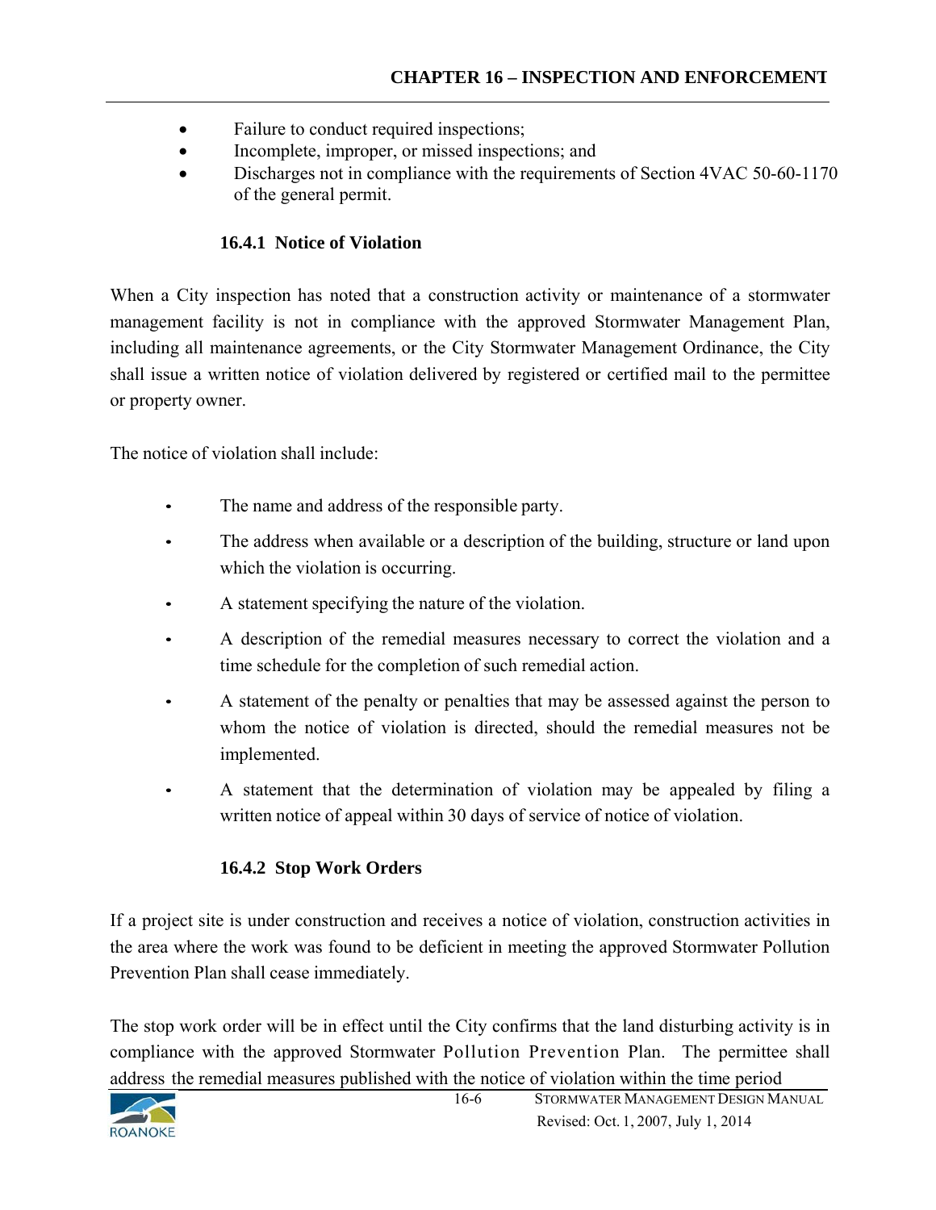- Failure to conduct required inspections;
- Incomplete, improper, or missed inspections; and
- Discharges not in compliance with the requirements of Section 4VAC 50-60-1170 of the general permit.

### 16.4.1 Notice of Violation

When a City inspection has noted that a construction activity or maintenance of a stormwater management facility is not in compliance with the approved Stormwater Management Plan, including all maintenance agreements, or the City Stormwater Management Ordinance, the City shall issue a written notice of violation delivered by registered or certified mail to the permittee or property owner.

The notice of violation shall include:

- The name and address of the responsible party.
- The address when available or a description of the building, structure or land upon which the violation is occurring.
- A statement specifying the nature of the violation.
- A description of the remedial measures necessary to correct the violation and a time schedule for the completion of such remedial action.
- A statement of the penalty or penalties that may be assessed against the person to whom the notice of violation is directed, should the remedial measures not be implemented.
- A statement that the determination of violation may be appealed by filing a written notice of appeal within 30 days of service of notice of violation.

### 16.4.2 Stop Work Orders

If a project site is under construction and receives a notice of violation, construction activities in the area where the work was found to be deficient in meeting the approved Stormwater Pollution Prevention Plan shall cease immediately.

The stop work order will be in effect until the City confirms that the land disturbing activity is in compliance with the approved Stormwater Pollution Prevention Plan. The permittee shall address the remedial measures published with the notice of violation within the time period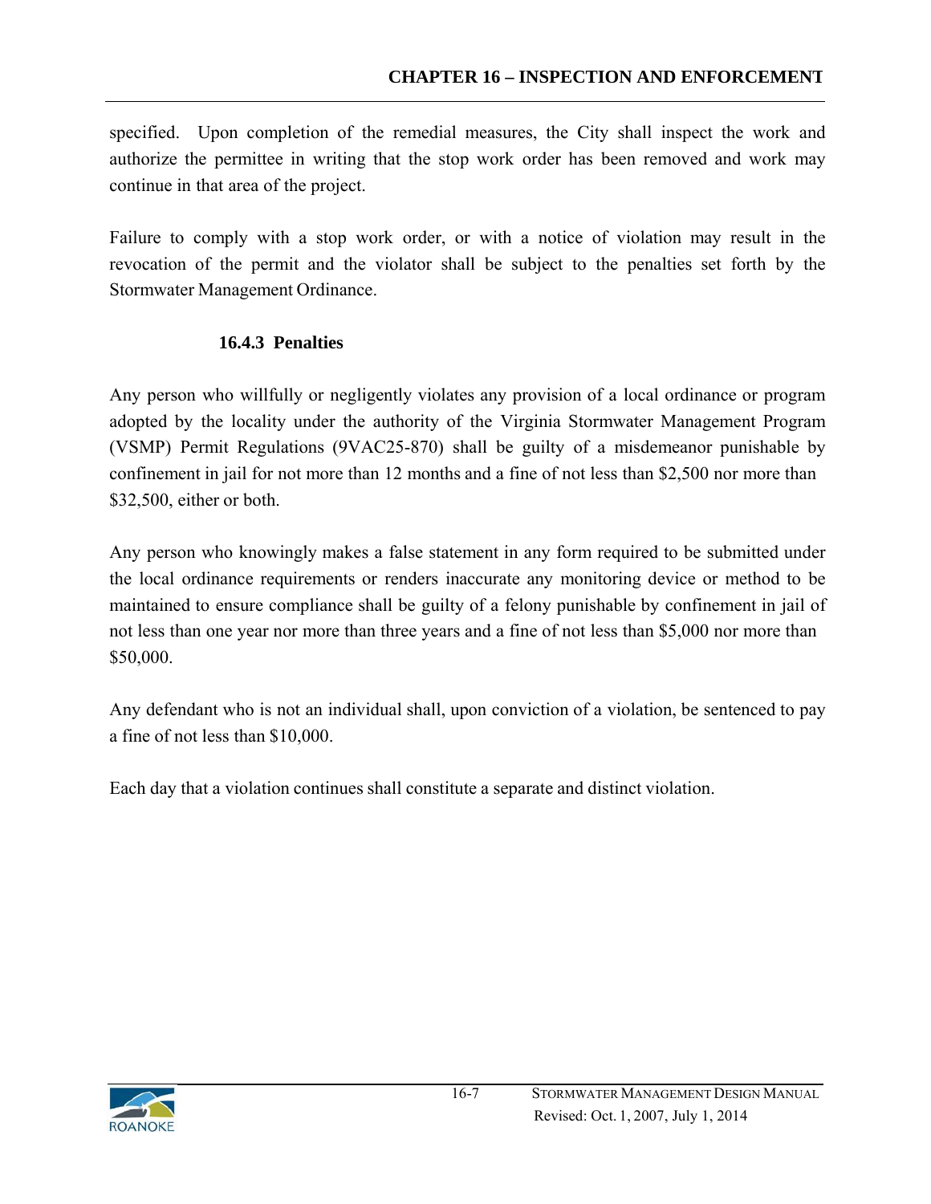specified. Upon completion of the remedial measures, the City shall inspect the work and authorize the permittee in writing that the stop work order has been removed and work may continue in that area of the project.

Failure to comply with a stop work order, or with a notice of violation may result in the revocation of the permit and the violator shall be subject to the penalties set forth by the Stormwater Management Ordinance.

### 16.4.3 Penalties

Any person who willfully or negligently violates any provision of a local ordinance or program adopted by the locality under the authority of the Virginia Stormwater Management Program (VSMP) Permit Regulations (9VAC25-870) shall be guilty of a misdemeanor punishable by confinement in jail for not more than 12 months and a fine of not less than $2,500 nor more than $32,500, either or both.

Any person who knowingly makes a false statement in any form required to be submitted under the local ordinance requirements or renders inaccurate any monitoring device or method to be maintained to ensure compliance shall be guilty of a felony punishable by confinement in jail of not less than one year nor more than three years and a fine of not less than $5,000 nor more than $50,000.

Any defendant who is not an individual shall, upon conviction of a violation, be sentenced to pay a fine of not less than $10,000.

Each day that a violation continues shall constitute a separate and distinct violation.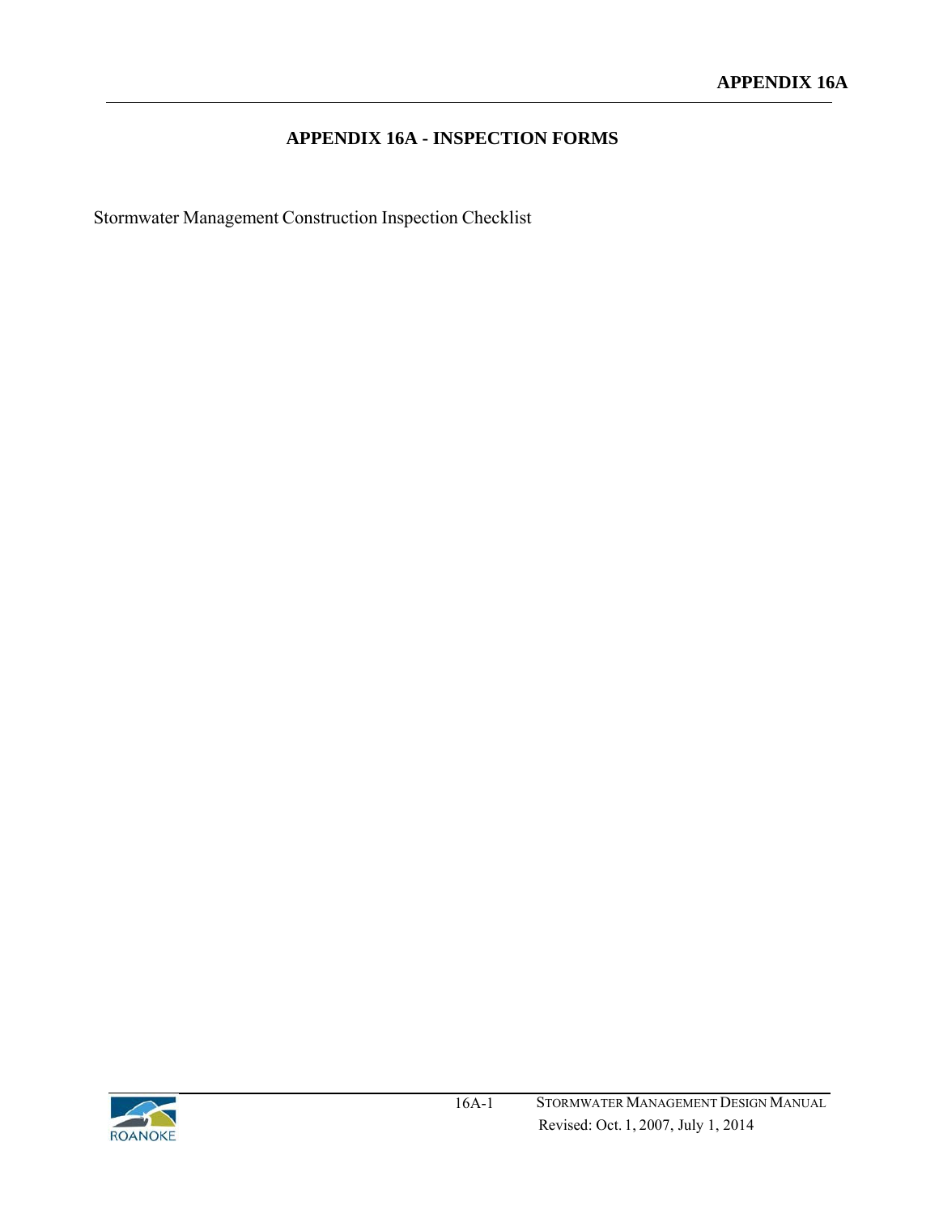# APPENDIX 16A - INSPECTION FORMS

Stormwater Management Construction Inspection Checklist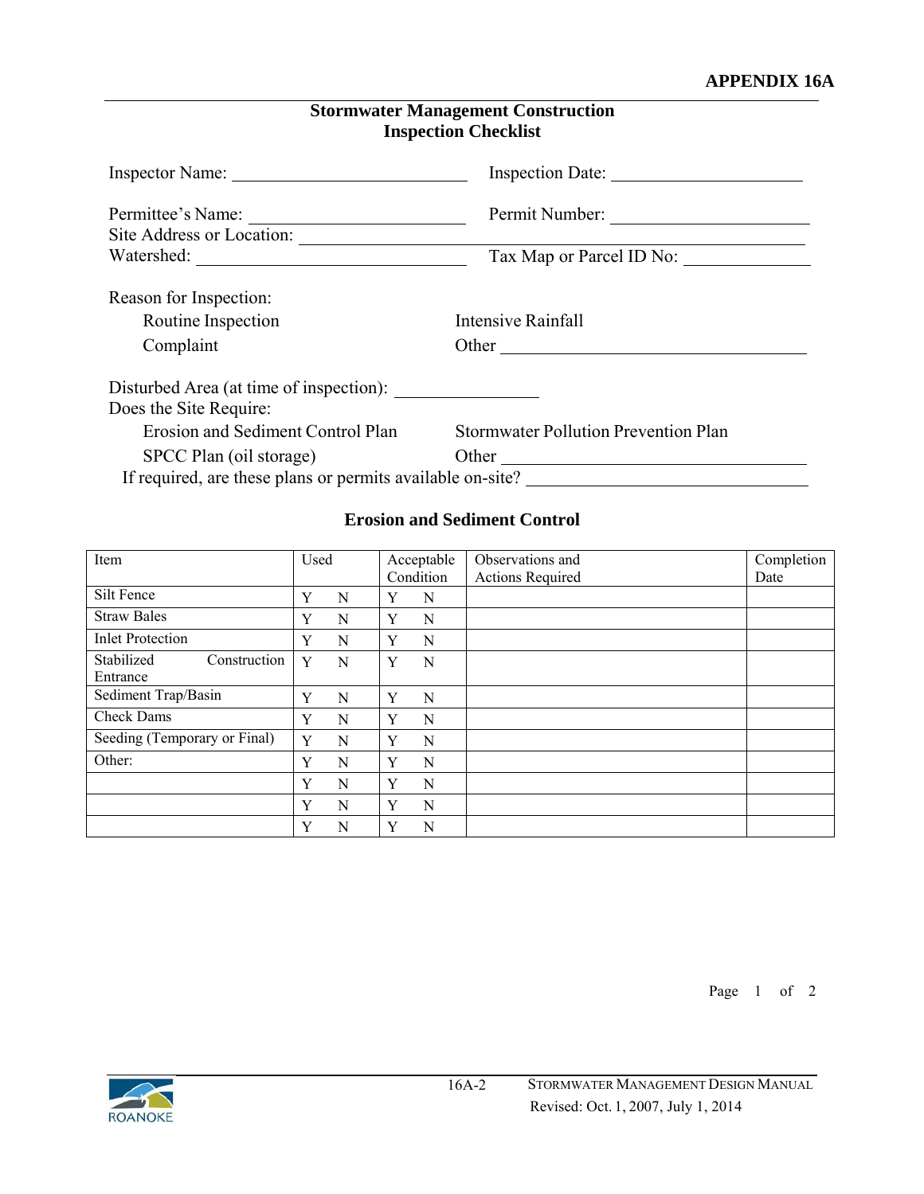## APPENDIX 16A

### Stormwater Management Construction Inspection Checklist

Inspector Name: ____________________________ Inspection Date: ______________________

Permittee's Name: ________________________ Permit Number: ______________________

Site Address or Location: ___________________________________________________

Watershed: ____________________________ Tax Map or Parcel ID No: ______________

Reason for Inspection:

Routine Inspection          Intensive Rainfall

Complaint          Other ___________________________________

Disturbed Area (at time of inspection): ________________

Does the Site Require:

Erosion and Sediment Control Plan          Stormwater Pollution Prevention Plan

SPCC Plan (oil storage)          Other ___________________________________

If required, are these plans or permits available on-site? ______________________________

### Erosion and Sediment Control

| Item | Used | | Acceptable Condition | | Observations and Actions Required | Completion Date |
|---|---|---|---|---|---|---|
| Silt Fence | Y | N | Y | N | | |
| Straw Bales | Y | N | Y | N | | |
| Inlet Protection | Y | N | Y | N | | |
| Stabilized Construction Entrance | Y | N | Y | N | | |
| Sediment Trap/Basin | Y | N | Y | N | | |
| Check Dams | Y | N | Y | N | | |
| Seeding (Temporary or Final) | Y | N | Y | N | | |
| Other: | Y | N | Y | N | | |
| | Y | N | Y | N | | |
| | Y | N | Y | N | | |
| | Y | N | Y | N | | |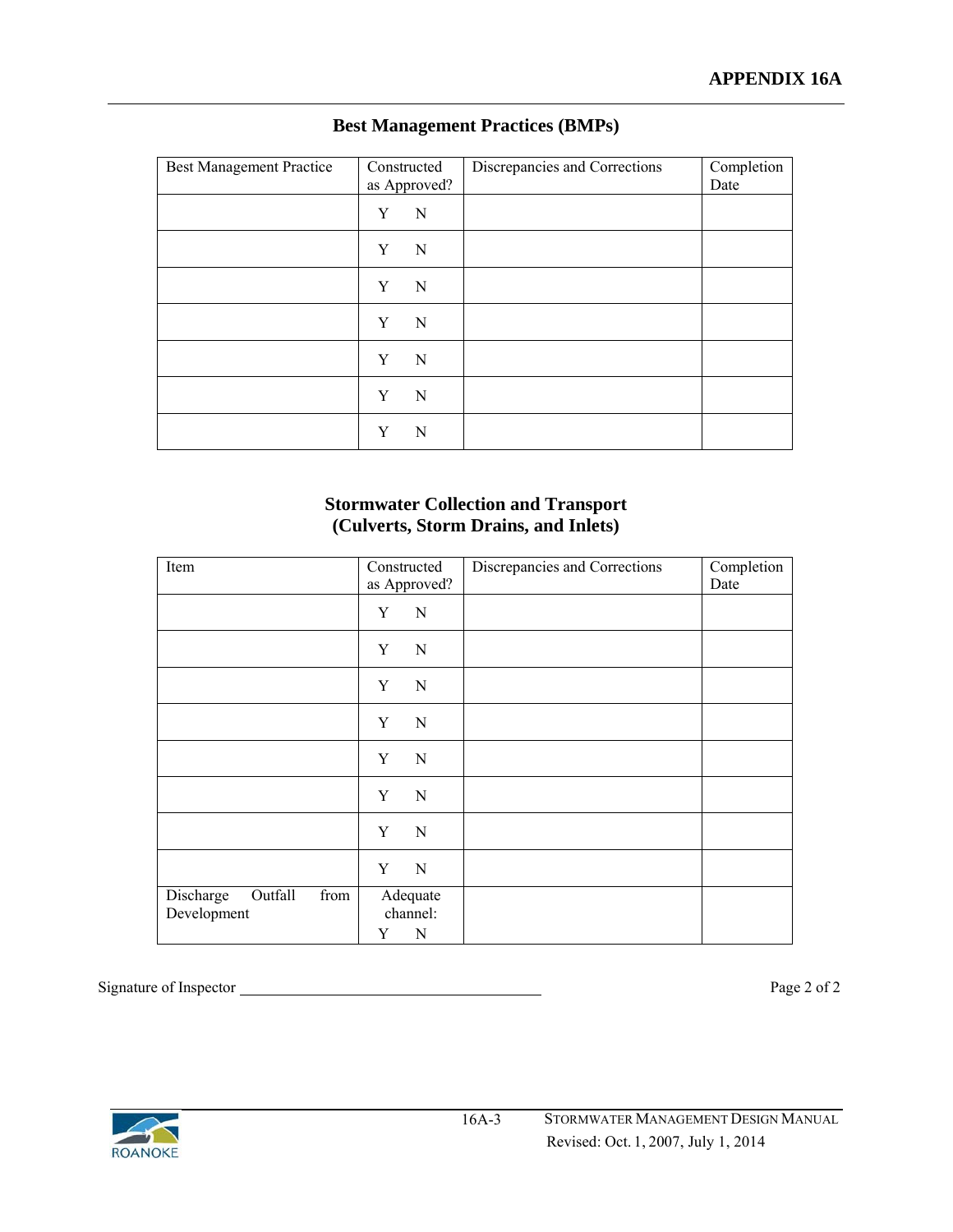# Best Management Practices (BMPs)

| Best Management Practice | Constructed as Approved? | Discrepancies and Corrections | Completion Date |
|---|---|---|---|
| | Y N | | |
| | Y N | | |
| | Y N | | |
| | Y N | | |
| | Y N | | |
| | Y N | | |
| | Y N | | |

# Stormwater Collection and Transport (Culverts, Storm Drains, and Inlets)

| Item | Constructed as Approved? | Discrepancies and Corrections | Completion Date |
|---|---|---|---|
| | Y N | | |
| | Y N | | |
| | Y N | | |
| | Y N | | |
| | Y N | | |
| | Y N | | |
| | Y N | | |
| | Y N | | |
| Discharge Outfall from Development | Adequate channel: Y N | | |

Signature of Inspector \_\_\_\_\_\_\_\_\_\_\_\_\_\_\_\_\_\_\_\_\_\_\_\_\_\_\_\_\_\_\_\_\_\_\_\_